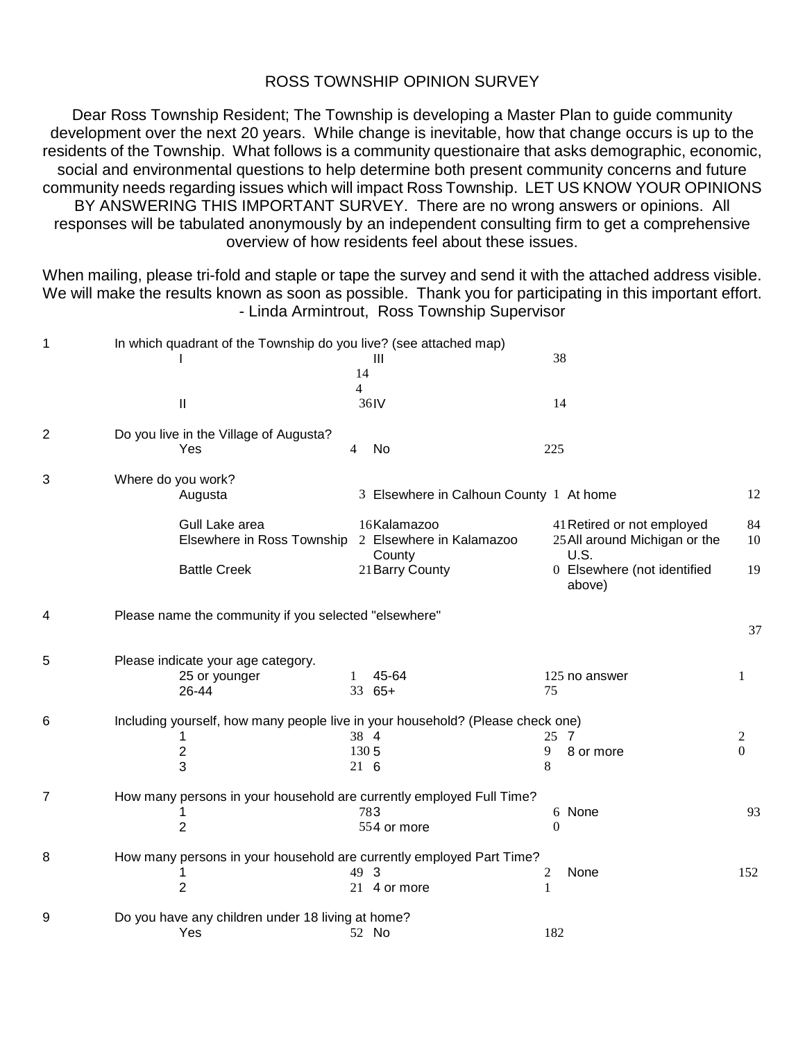# ROSS TOWNSHIP OPINION SURVEY

Dear Ross Township Resident; The Township is developing a Master Plan to guide community development over the next 20 years. While change is inevitable, how that change occurs is up to the residents of the Township. What follows is a community questionaire that asks demographic, economic, social and environmental questions to help determine both present community concerns and future community needs regarding issues which will impact Ross Township. LET US KNOW YOUR OPINIONS BY ANSWERING THIS IMPORTANT SURVEY. There are no wrong answers or opinions. All responses will be tabulated anonymously by an independent consulting firm to get a comprehensive overview of how residents feel about these issues.

When mailing, please tri-fold and staple or tape the survey and send it with the attached address visible. We will make the results known as soon as possible. Thank you for participating in this important effort.
- Linda Armintrout, Ross Township Supervisor

**1** In which quadrant of the Township do you live? (see attached map)

| | | | |
|---|---|---|---|
| I | 144 | III | 38 |
| II | 36 | IV | 14 |

**2** Do you live in the Village of Augusta?

| | | | |
|---|---|---|---|
| Yes | 4 | No | 225 |

**3** Where do you work?

| | | | | | |
|---|---|---|---|---|---|
| Augusta | 3 | Elsewhere in Calhoun County | 1 | At home | 12 |
| Gull Lake area | 16 | Kalamazoo | 41 | Retired or not employed | 84 |
| Elsewhere in Ross Township | 2 | Elsewhere in Kalamazoo County | 25 | All around Michigan or the U.S. | 10 |
| Battle Creek | 21 | Barry County | 0 | Elsewhere (not identified above) | 19 |

**4** Please name the community if you selected "elsewhere"

37

**5** Please indicate your age category.

| | | | | | |
|---|---|---|---|---|---|
| 25 or younger | 1 | 45-64 | 125 | no answer | 1 |
| 26-44 | 33 | 65+ | 75 | | |

**6** Including yourself, how many people live in your household? (Please check one)

| | | | | | |
|---|---|---|---|---|---|
| 1 | 38 | 4 | 25 | 7 | 2 |
| 2 | 130 | 5 | 9 | 8 or more | 0 |
| 3 | 21 | 6 | 8 | | |

**7** How many persons in your household are currently employed Full Time?

| | | | | | |
|---|---|---|---|---|---|
| 1 | 78 | 3 | 6 | None | 93 |
| 2 | 55 | 4 or more | 0 | | |

**8** How many persons in your household are currently employed Part Time?

| | | | | | |
|---|---|---|---|---|---|
| 1 | 49 | 3 | 2 | None | 152 |
| 2 | 21 | 4 or more | 1 | | |

**9** Do you have any children under 18 living at home?

| | | | |
|---|---|---|---|
| Yes | 52 | No | 182 |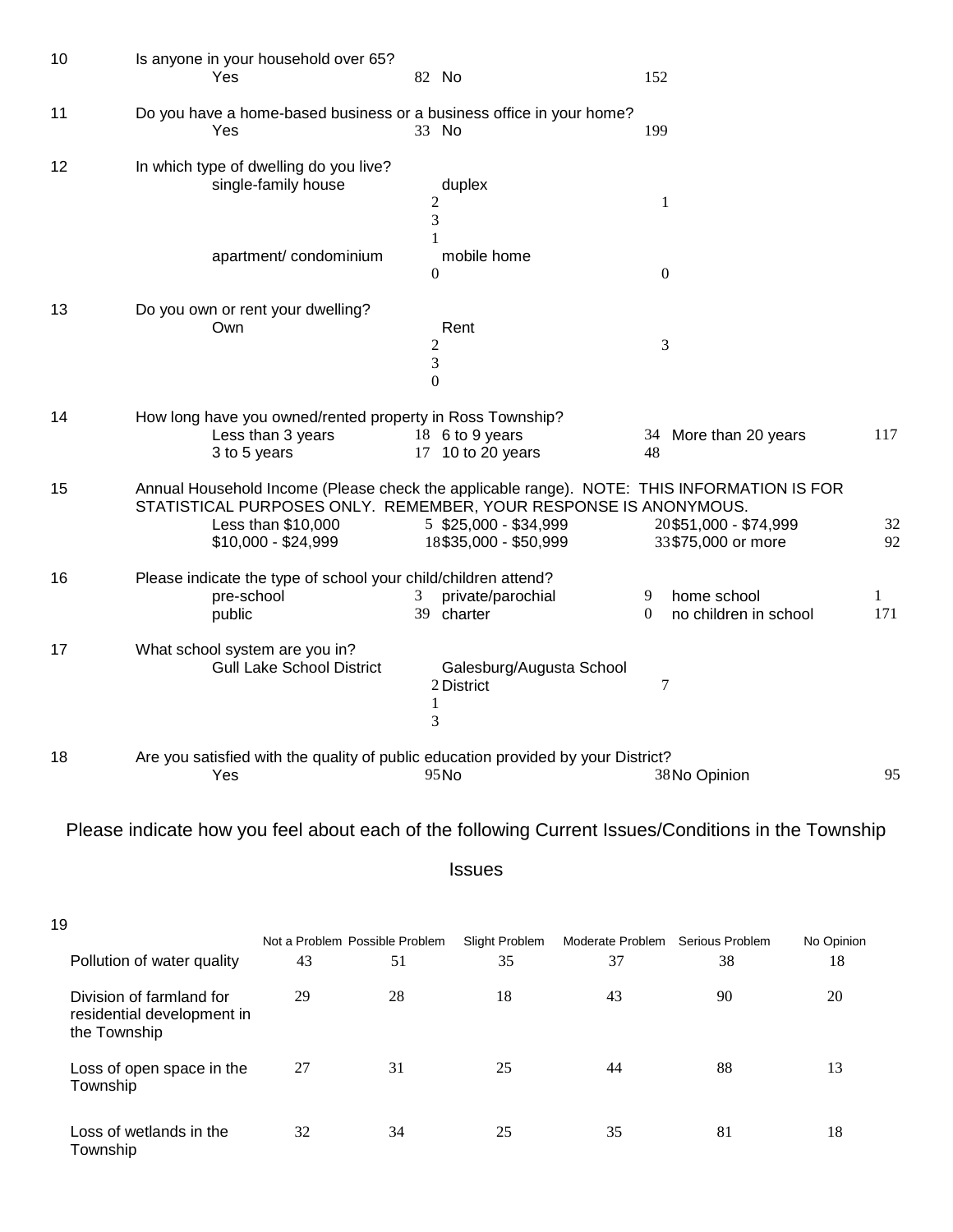10 Is anyone in your household over 65?

| Yes | 82 | No | 152 |
|---|---|---|---|

11 Do you have a home-based business or a business office in your home?

| Yes | 33 | No | 199 |
|---|---|---|---|

12 In which type of dwelling do you live?

| single-family house | 231 | duplex | 1 |
|---|---|---|---|
| apartment/ condominium | 0 | mobile home | 0 |

13 Do you own or rent your dwelling?

| Own | 230 | Rent | 3 |
|---|---|---|---|

14 How long have you owned/rented property in Ross Township?

| Less than 3 years | 18 | 6 to 9 years | 34 | More than 20 years | 117 |
|---|---|---|---|---|---|
| 3 to 5 years | 17 | 10 to 20 years | 48 | | |

15 Annual Household Income (Please check the applicable range). NOTE: THIS INFORMATION IS FOR STATISTICAL PURPOSES ONLY. REMEMBER, YOUR RESPONSE IS ANONYMOUS.

| Less than $10,000 | 5 | $25,000 - $34,999 | 20 | $51,000 - $74,999 | 32 |
|---|---|---|---|---|---|
| $10,000 - $24,999 | 18 | $35,000 - $50,999 | 33 | $75,000 or more | 92 |

16 Please indicate the type of school your child/children attend?

| pre-school | 3 | private/parochial | 9 | home school | 1 |
|---|---|---|---|---|---|
| public | 39 | charter | 0 | no children in school | 171 |

17 What school system are you in?

| Gull Lake School District | 213 | Galesburg/Augusta School District | 7 |
|---|---|---|---|

18 Are you satisfied with the quality of public education provided by your District?

| Yes | 95 | No | 38 | No Opinion | 95 |
|---|---|---|---|---|---|

## Please indicate how you feel about each of the following Current Issues/Conditions in the Township

## Issues

19

| | Not a Problem | Possible Problem | Slight Problem | Moderate Problem | Serious Problem | No Opinion |
|---|---|---|---|---|---|---|
| Pollution of water quality | 43 | 51 | 35 | 37 | 38 | 18 |
| Division of farmland for residential development in the Township | 29 | 28 | 18 | 43 | 90 | 20 |
| Loss of open space in the Township | 27 | 31 | 25 | 44 | 88 | 13 |
| Loss of wetlands in the Township | 32 | 34 | 25 | 35 | 81 | 18 |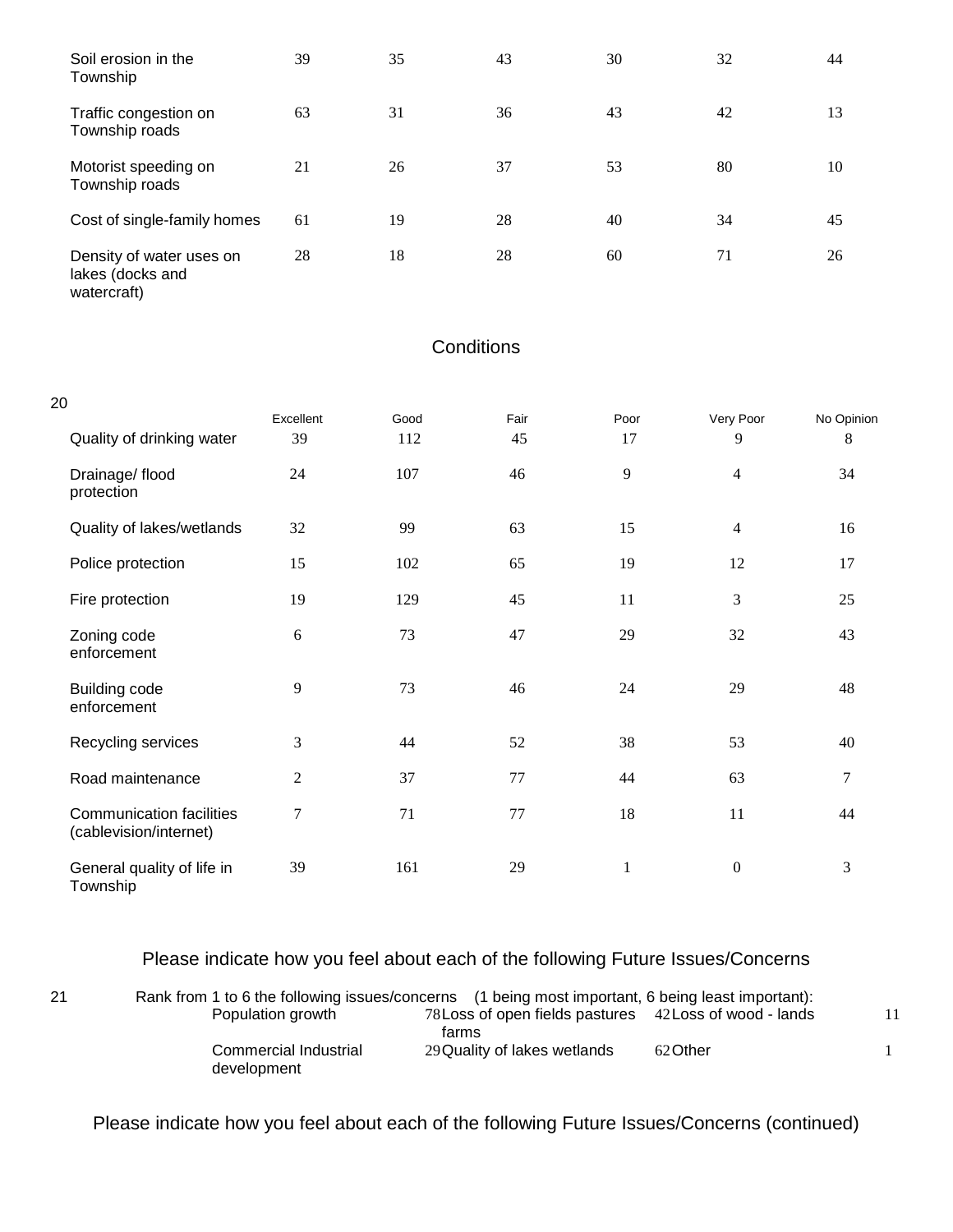| | | | | | | |
|---|---|---|---|---|---|---|
| Soil erosion in the Township | 39 | 35 | 43 | 30 | 32 | 44 |
| Traffic congestion on Township roads | 63 | 31 | 36 | 43 | 42 | 13 |
| Motorist speeding on Township roads | 21 | 26 | 37 | 53 | 80 | 10 |
| Cost of single-family homes | 61 | 19 | 28 | 40 | 34 | 45 |
| Density of water uses on lakes (docks and watercraft) | 28 | 18 | 28 | 60 | 71 | 26 |

## Conditions

20

| | Excellent | Good | Fair | Poor | Very Poor | No Opinion |
|---|---|---|---|---|---|---|
| Quality of drinking water | 39 | 112 | 45 | 17 | 9 | 8 |
| Drainage/ flood protection | 24 | 107 | 46 | 9 | 4 | 34 |
| Quality of lakes/wetlands | 32 | 99 | 63 | 15 | 4 | 16 |
| Police protection | 15 | 102 | 65 | 19 | 12 | 17 |
| Fire protection | 19 | 129 | 45 | 11 | 3 | 25 |
| Zoning code enforcement | 6 | 73 | 47 | 29 | 32 | 43 |
| Building code enforcement | 9 | 73 | 46 | 24 | 29 | 48 |
| Recycling services | 3 | 44 | 52 | 38 | 53 | 40 |
| Road maintenance | 2 | 37 | 77 | 44 | 63 | 7 |
| Communication facilities (cablevision/internet) | 7 | 71 | 77 | 18 | 11 | 44 |
| General quality of life in Township | 39 | 161 | 29 | 1 | 0 | 3 |

## Please indicate how you feel about each of the following Future Issues/Concerns

21 Rank from 1 to 6 the following issues/concerns (1 being most important, 6 being least important):

| | | | | | |
|---|---|---|---|---|---|
| Population growth | 78 | Loss of open fields pastures farms | 42 | Loss of wood - lands | 11 |
| Commercial Industrial development | 29 | Quality of lakes wetlands | 62 | Other | 1 |

## Please indicate how you feel about each of the following Future Issues/Concerns (continued)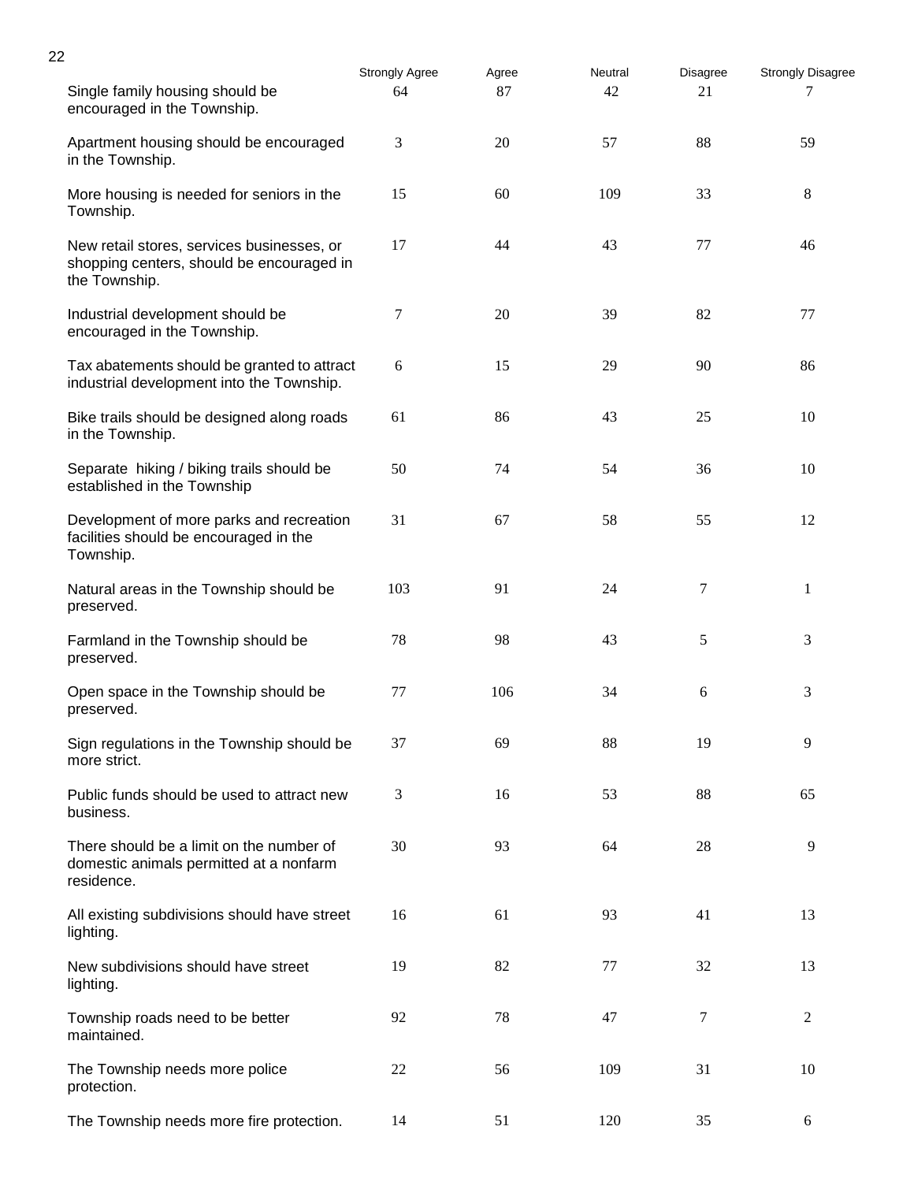| | Strongly Agree | Agree | Neutral | Disagree | Strongly Disagree |
|---|---|---|---|---|---|
| Single family housing should be encouraged in the Township. | 64 | 87 | 42 | 21 | 7 |
| Apartment housing should be encouraged in the Township. | 3 | 20 | 57 | 88 | 59 |
| More housing is needed for seniors in the Township. | 15 | 60 | 109 | 33 | 8 |
| New retail stores, services businesses, or shopping centers, should be encouraged in the Township. | 17 | 44 | 43 | 77 | 46 |
| Industrial development should be encouraged in the Township. | 7 | 20 | 39 | 82 | 77 |
| Tax abatements should be granted to attract industrial development into the Township. | 6 | 15 | 29 | 90 | 86 |
| Bike trails should be designed along roads in the Township. | 61 | 86 | 43 | 25 | 10 |
| Separate hiking / biking trails should be established in the Township | 50 | 74 | 54 | 36 | 10 |
| Development of more parks and recreation facilities should be encouraged in the Township. | 31 | 67 | 58 | 55 | 12 |
| Natural areas in the Township should be preserved. | 103 | 91 | 24 | 7 | 1 |
| Farmland in the Township should be preserved. | 78 | 98 | 43 | 5 | 3 |
| Open space in the Township should be preserved. | 77 | 106 | 34 | 6 | 3 |
| Sign regulations in the Township should be more strict. | 37 | 69 | 88 | 19 | 9 |
| Public funds should be used to attract new business. | 3 | 16 | 53 | 88 | 65 |
| There should be a limit on the number of domestic animals permitted at a nonfarm residence. | 30 | 93 | 64 | 28 | 9 |
| All existing subdivisions should have street lighting. | 16 | 61 | 93 | 41 | 13 |
| New subdivisions should have street lighting. | 19 | 82 | 77 | 32 | 13 |
| Township roads need to be better maintained. | 92 | 78 | 47 | 7 | 2 |
| The Township needs more police protection. | 22 | 56 | 109 | 31 | 10 |
| The Township needs more fire protection. | 14 | 51 | 120 | 35 | 6 |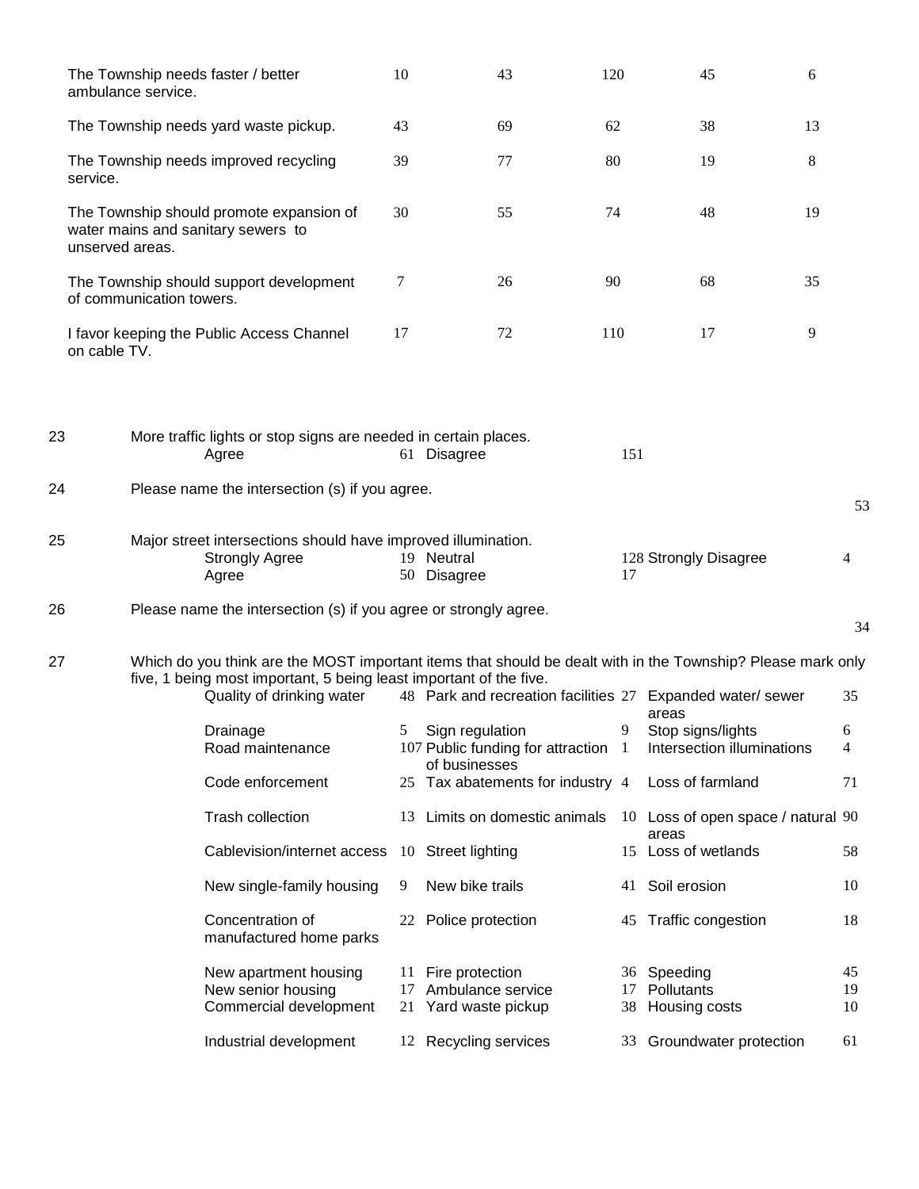| | | | | | |
|---|---|---|---|---|---|
| The Township needs faster / better ambulance service. | 10 | 43 | 120 | 45 | 6 |
| The Township needs yard waste pickup. | 43 | 69 | 62 | 38 | 13 |
| The Township needs improved recycling service. | 39 | 77 | 80 | 19 | 8 |
| The Township should promote expansion of water mains and sanitary sewers to unserved areas. | 30 | 55 | 74 | 48 | 19 |
| The Township should support development of communication towers. | 7 | 26 | 90 | 68 | 35 |
| I favor keeping the Public Access Channel on cable TV. | 17 | 72 | 110 | 17 | 9 |

23 More traffic lights or stop signs are needed in certain places.

| | | | |
|---|---|---|---|
| Agree | 61 | Disagree | 151 |

24 Please name the intersection (s) if you agree.

53

25 Major street intersections should have improved illumination.

| | | | | | |
|---|---|---|---|---|---|
| Strongly Agree | 19 | Neutral | 128 | Strongly Disagree | 4 |
| Agree | 50 | Disagree | 17 | | |

26 Please name the intersection (s) if you agree or strongly agree.

34

27 Which do you think are the MOST important items that should be dealt with in the Township? Please mark only five, 1 being most important, 5 being least important of the five.

| | | | | | |
|---|---|---|---|---|---|
| Quality of drinking water | 48 | Park and recreation facilities | 27 | Expanded water/ sewer areas | 35 |
| Drainage | 5 | Sign regulation | 9 | Stop signs/lights | 6 |
| Road maintenance | 107 | Public funding for attraction of businesses | 1 | Intersection illuminations | 4 |
| Code enforcement | 25 | Tax abatements for industry | 4 | Loss of farmland | 71 |
| Trash collection | 13 | Limits on domestic animals | 10 | Loss of open space / natural areas | 90 |
| Cablevision/internet access | 10 | Street lighting | 15 | Loss of wetlands | 58 |
| New single-family housing | 9 | New bike trails | 41 | Soil erosion | 10 |
| Concentration of manufactured home parks | 22 | Police protection | 45 | Traffic congestion | 18 |
| New apartment housing | 11 | Fire protection | 36 | Speeding | 45 |
| New senior housing | 17 | Ambulance service | 17 | Pollutants | 19 |
| Commercial development | 21 | Yard waste pickup | 38 | Housing costs | 10 |
| Industrial development | 12 | Recycling services | 33 | Groundwater protection | 61 |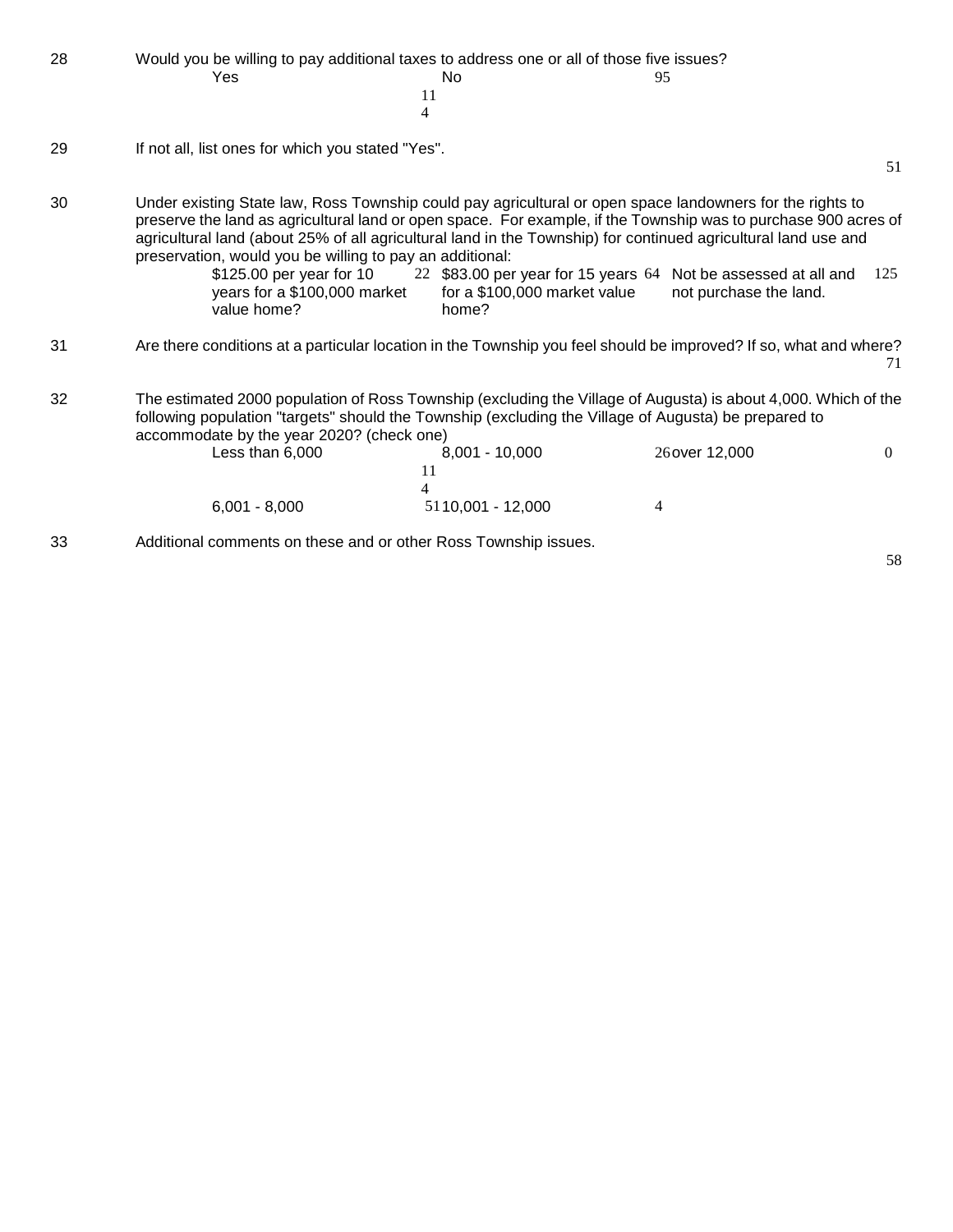28 Would you be willing to pay additional taxes to address one or all of those five issues?

| | | | |
|---|---|---|---|
| Yes | 114 | No | 95 |

29 If not all, list ones for which you stated "Yes". 51

30 Under existing State law, Ross Township could pay agricultural or open space landowners for the rights to preserve the land as agricultural land or open space. For example, if the Township was to purchase 900 acres of agricultural land (about 25% of all agricultural land in the Township) for continued agricultural land use and preservation, would you be willing to pay an additional:

| | | | | | |
|---|---|---|---|---|---|
| $125.00 per year for 10 years for a $100,000 market value home? | 22 | $83.00 per year for 15 years for a $100,000 market value home? | 64 | Not be assessed at all and not purchase the land. | 125 |

31 Are there conditions at a particular location in the Township you feel should be improved? If so, what and where? 71

32 The estimated 2000 population of Ross Township (excluding the Village of Augusta) is about 4,000. Which of the following population "targets" should the Township (excluding the Village of Augusta) be prepared to accommodate by the year 2020? (check one)

| | | | | | |
|---|---|---|---|---|---|
| Less than 6,000 | 114 | 8,001 - 10,000 | 26 | over 12,000 | 0 |
| 6,001 - 8,000 | 51 | 10,001 - 12,000 | 4 | | |

33 Additional comments on these and or other Ross Township issues. 58